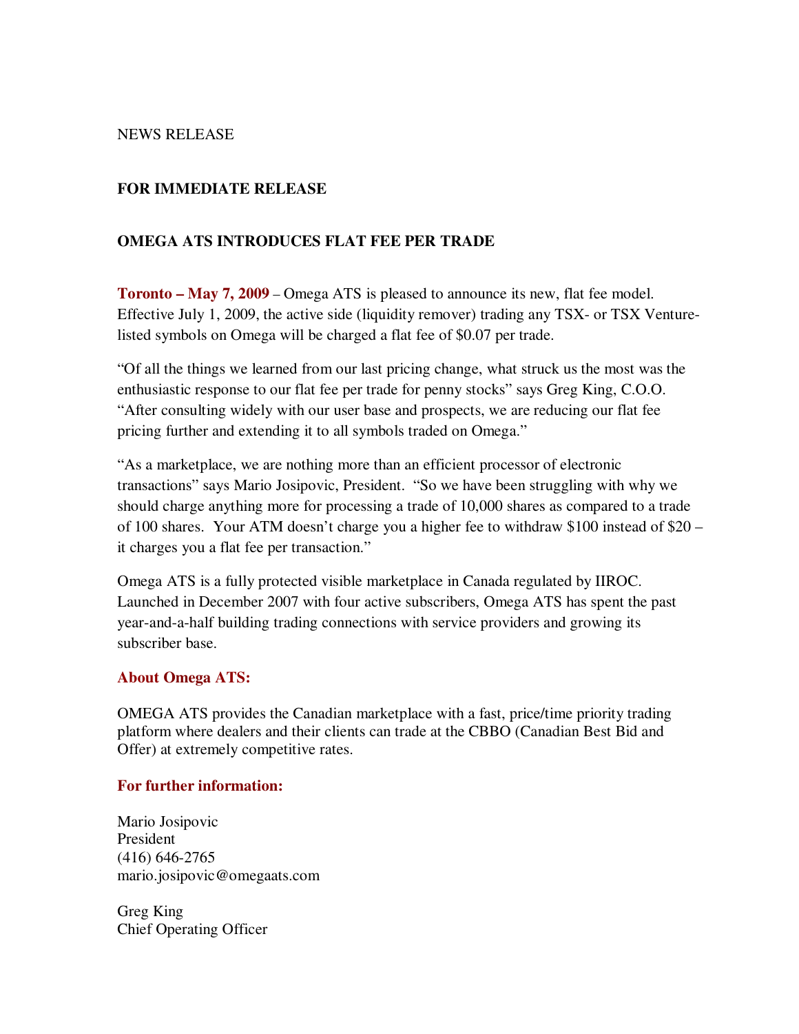NEWS RELEASE

**FOR IMMEDIATE RELEASE**

**OMEGA ATS INTRODUCES FLAT FEE PER TRADE**

**Toronto – May 7, 2009** – Omega ATS is pleased to announce its new, flat fee model. Effective July 1, 2009, the active side (liquidity remover) trading any TSX- or TSX Venture-listed symbols on Omega will be charged a flat fee of $0.07 per trade.

"Of all the things we learned from our last pricing change, what struck us the most was the enthusiastic response to our flat fee per trade for penny stocks" says Greg King, C.O.O. "After consulting widely with our user base and prospects, we are reducing our flat fee pricing further and extending it to all symbols traded on Omega."

"As a marketplace, we are nothing more than an efficient processor of electronic transactions" says Mario Josipovic, President. "So we have been struggling with why we should charge anything more for processing a trade of 10,000 shares as compared to a trade of 100 shares. Your ATM doesn't charge you a higher fee to withdraw $100 instead of $20 – it charges you a flat fee per transaction."

Omega ATS is a fully protected visible marketplace in Canada regulated by IIROC. Launched in December 2007 with four active subscribers, Omega ATS has spent the past year-and-a-half building trading connections with service providers and growing its subscriber base.

**About Omega ATS:**

OMEGA ATS provides the Canadian marketplace with a fast, price/time priority trading platform where dealers and their clients can trade at the CBBO (Canadian Best Bid and Offer) at extremely competitive rates.

**For further information:**

Mario Josipovic
President
(416) 646-2765
mario.josipovic@omegaats.com

Greg King
Chief Operating Officer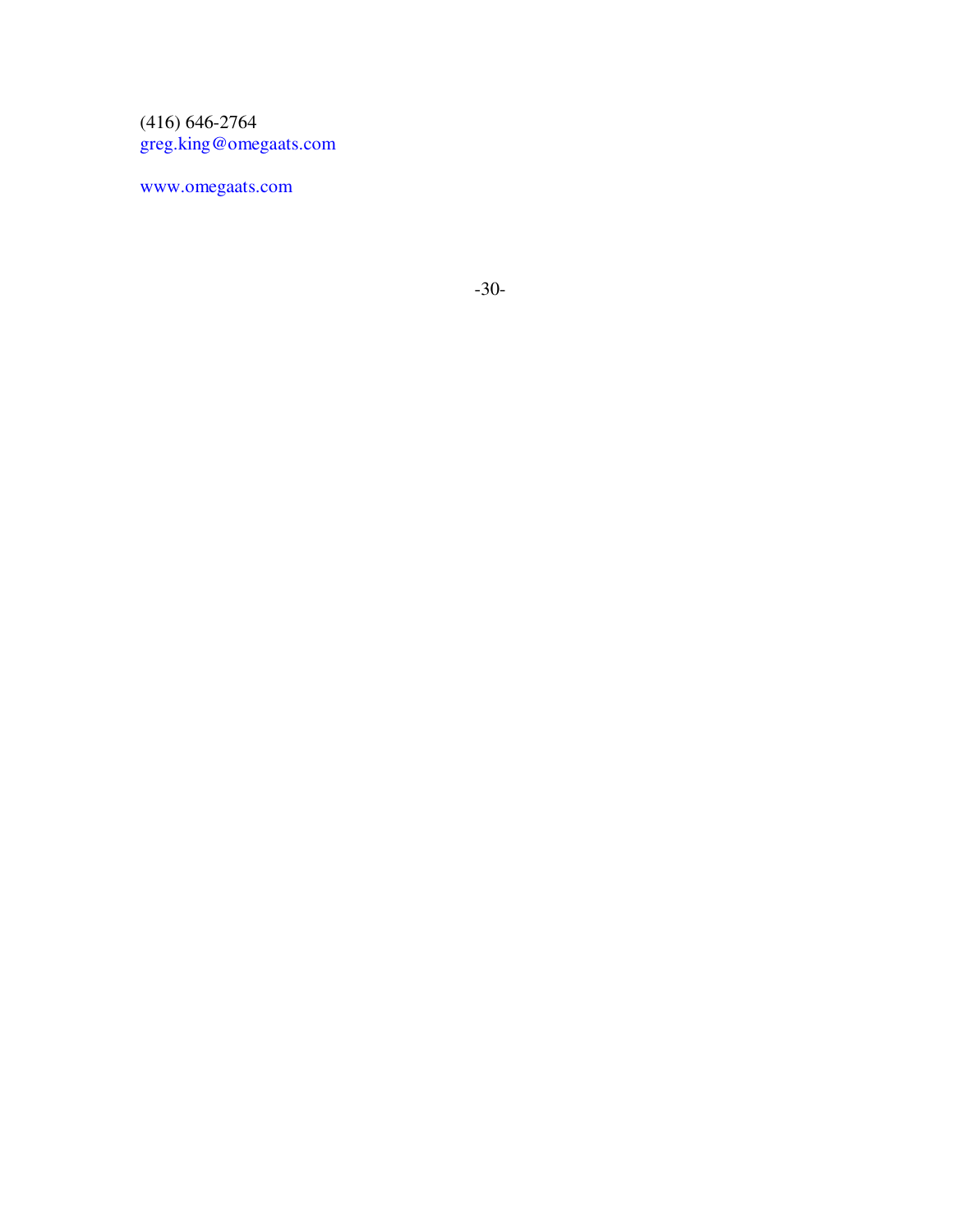(416) 646-2764
greg.king@omegaats.com

www.omegaats.com

-30-